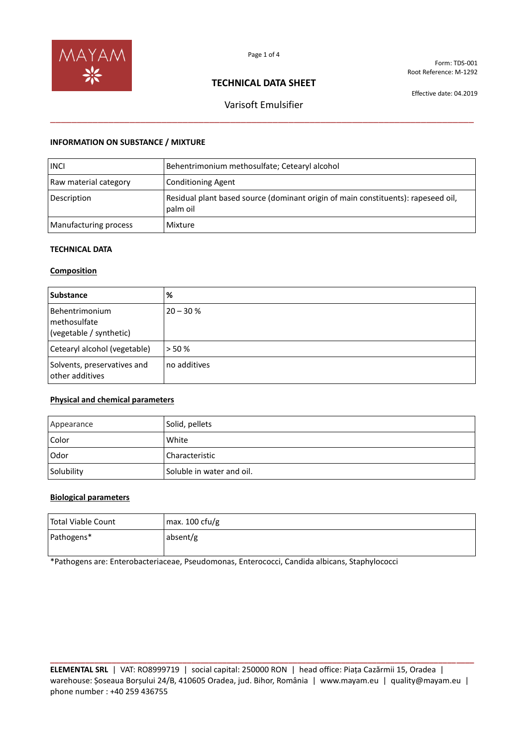Form: TDS-001
Root Reference: M-1292

# TECHNICAL DATA SHEET

Effective date: 04.2019

## Varisoft Emulsifier

### INFORMATION ON SUBSTANCE / MIXTURE

| | |
|---|---|
| INCI | Behentrimonium methosulfate; Cetearyl alcohol |
| Raw material category | Conditioning Agent |
| Description | Residual plant based source (dominant origin of main constituents): rapeseed oil, palm oil |
| Manufacturing process | Mixture |

### TECHNICAL DATA

#### Composition

| Substance | % |
|---|---|
| Behentrimonium methosulfate (vegetable / synthetic) | 20 – 30 % |
| Cetearyl alcohol (vegetable) | > 50 % |
| Solvents, preservatives and other additives | no additives |

#### Physical and chemical parameters

| | |
|---|---|
| Appearance | Solid, pellets |
| Color | White |
| Odor | Characteristic |
| Solubility | Soluble in water and oil. |

#### Biological parameters

| | |
|---|---|
| Total Viable Count | max. 100 cfu/g |
| Pathogens* | absent/g |

*Pathogens are: Enterobacteriaceae, Pseudomonas, Enterococci, Candida albicans, Staphylococci

**ELEMENTAL SRL** | VAT: RO8999719 | social capital: 250000 RON | head office: Piața Cazărmii 15, Oradea | warehouse: Șoseaua Borșului 24/B, 410605 Oradea, jud. Bihor, România | www.mayam.eu | quality@mayam.eu | phone number : +40 259 436755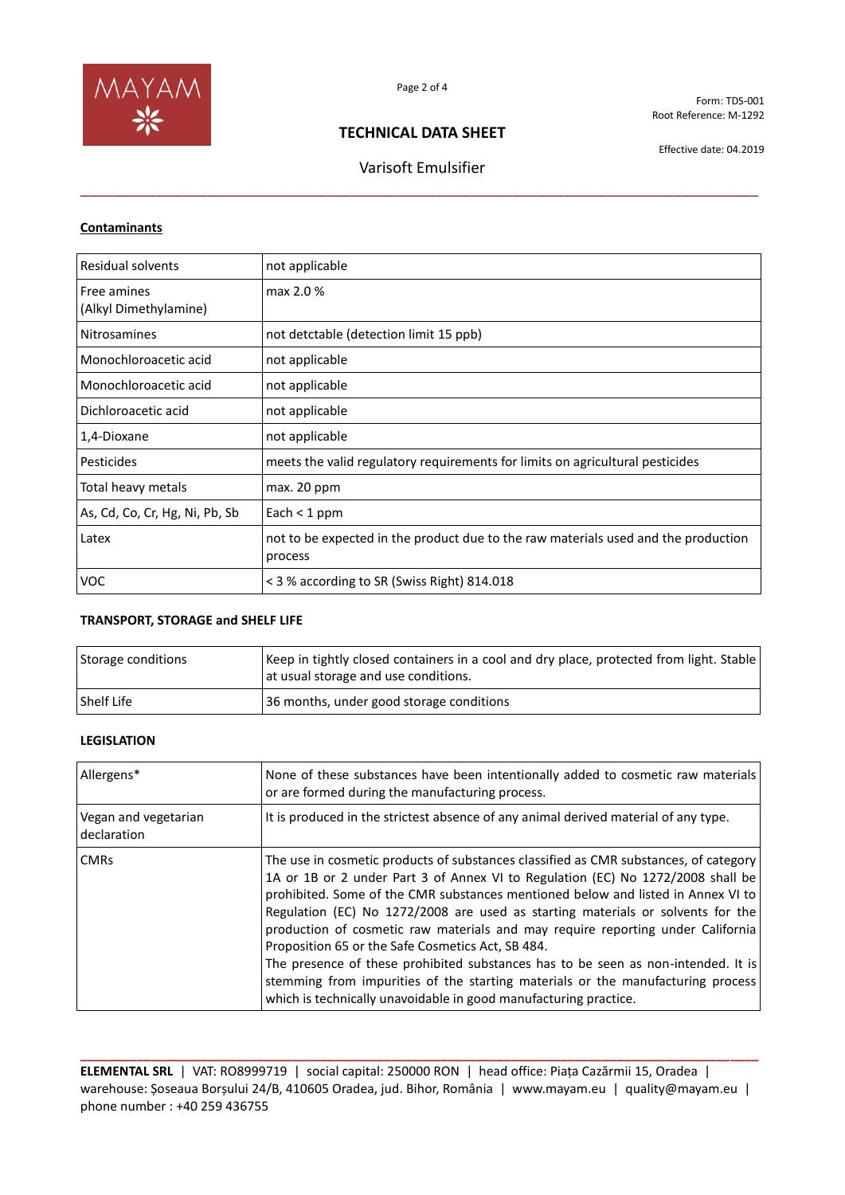**Contaminants**

| | |
|---|---|
| Residual solvents | not applicable |
| Free amines (Alkyl Dimethylamine) | max 2.0 % |
| Nitrosamines | not detctable (detection limit 15 ppb) |
| Monochloroacetic acid | not applicable |
| Monochloroacetic acid | not applicable |
| Dichloroacetic acid | not applicable |
| 1,4-Dioxane | not applicable |
| Pesticides | meets the valid regulatory requirements for limits on agricultural pesticides |
| Total heavy metals | max. 20 ppm |
| As, Cd, Co, Cr, Hg, Ni, Pb, Sb | Each < 1 ppm |
| Latex | not to be expected in the product due to the raw materials used and the production process |
| VOC | < 3 % according to SR (Swiss Right) 814.018 |

**TRANSPORT, STORAGE and SHELF LIFE**

| | |
|---|---|
| Storage conditions | Keep in tightly closed containers in a cool and dry place, protected from light. Stable at usual storage and use conditions. |
| Shelf Life | 36 months, under good storage conditions |

**LEGISLATION**

| | |
|---|---|
| Allergens* | None of these substances have been intentionally added to cosmetic raw materials or are formed during the manufacturing process. |
| Vegan and vegetarian declaration | It is produced in the strictest absence of any animal derived material of any type. |
| CMRs | The use in cosmetic products of substances classified as CMR substances, of category 1A or 1B or 2 under Part 3 of Annex VI to Regulation (EC) No 1272/2008 shall be prohibited. Some of the CMR substances mentioned below and listed in Annex VI to Regulation (EC) No 1272/2008 are used as starting materials or solvents for the production of cosmetic raw materials and may require reporting under California Proposition 65 or the Safe Cosmetics Act, SB 484. The presence of these prohibited substances has to be seen as non-intended. It is stemming from impurities of the starting materials or the manufacturing process which is technically unavoidable in good manufacturing practice. |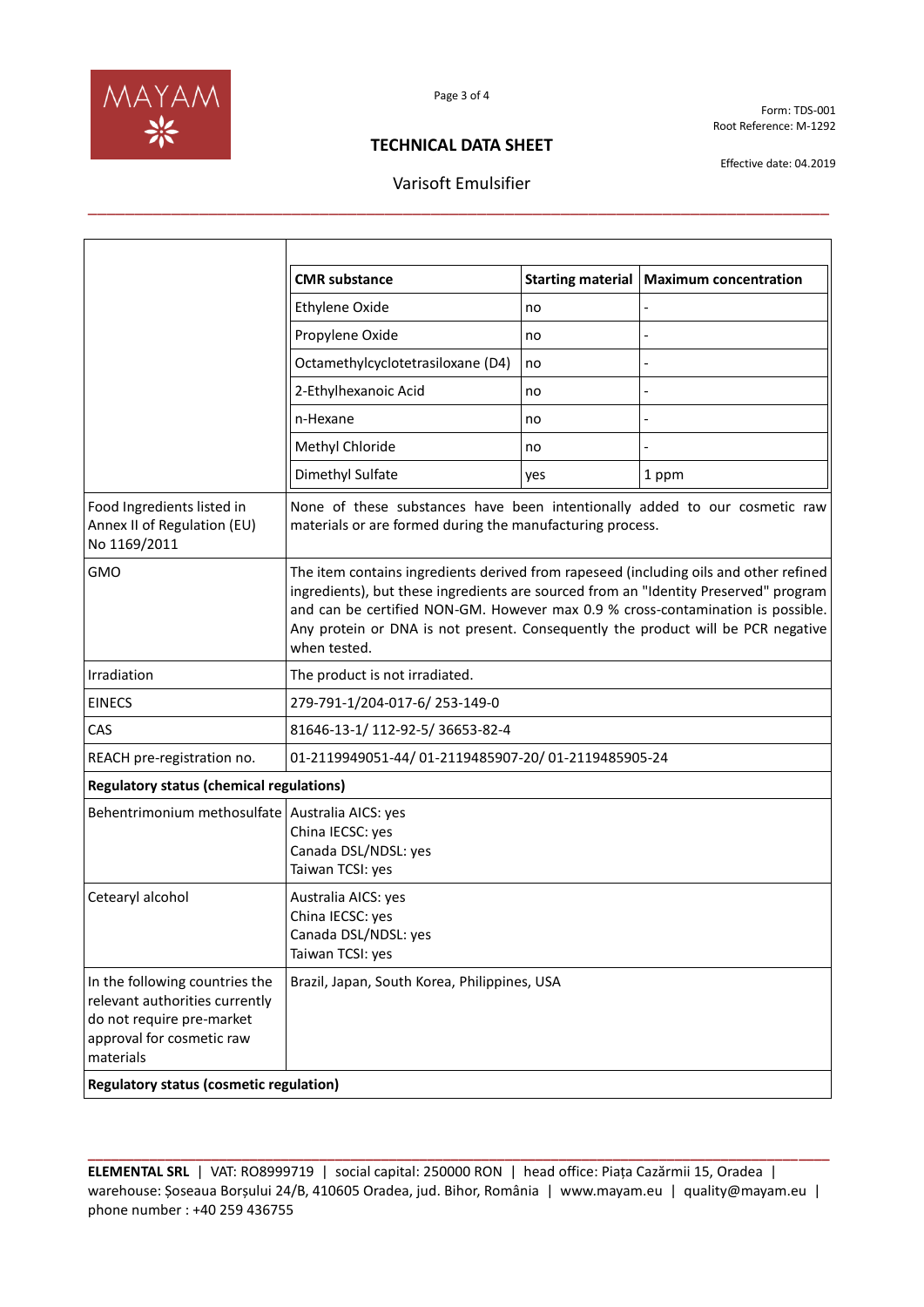|  |  |
| --- | --- |
|  | **CMR substance** \| **Starting material** \| **Maximum concentration** |

| CMR substance | Starting material | Maximum concentration |
| --- | --- | --- |
| Ethylene Oxide | no | - |
| Propylene Oxide | no | - |
| Octamethylcyclotetrasiloxane (D4) | no | - |
| 2-Ethylhexanoic Acid | no | - |
| n-Hexane | no | - |
| Methyl Chloride | no | - |
| Dimethyl Sulfate | yes | 1 ppm |

|  |  |
| --- | --- |
| Food Ingredients listed in Annex II of Regulation (EU) No 1169/2011 | None of these substances have been intentionally added to our cosmetic raw materials or are formed during the manufacturing process. |
| GMO | The item contains ingredients derived from rapeseed (including oils and other refined ingredients), but these ingredients are sourced from an "Identity Preserved" program and can be certified NON-GM. However max 0.9 % cross-contamination is possible. Any protein or DNA is not present. Consequently the product will be PCR negative when tested. |
| Irradiation | The product is not irradiated. |
| EINECS | 279-791-1/204-017-6/ 253-149-0 |
| CAS | 81646-13-1/ 112-92-5/ 36653-82-4 |
| REACH pre-registration no. | 01-2119949051-44/ 01-2119485907-20/ 01-2119485905-24 |
| **Regulatory status (chemical regulations)** |  |
| Behentrimonium methosulfate | Australia AICS: yes<br>China IECSC: yes<br>Canada DSL/NDSL: yes<br>Taiwan TCSI: yes |
| Cetearyl alcohol | Australia AICS: yes<br>China IECSC: yes<br>Canada DSL/NDSL: yes<br>Taiwan TCSI: yes |
| In the following countries the relevant authorities currently do not require pre-market approval for cosmetic raw materials | Brazil, Japan, South Korea, Philippines, USA |
| **Regulatory status (cosmetic regulation)** |  |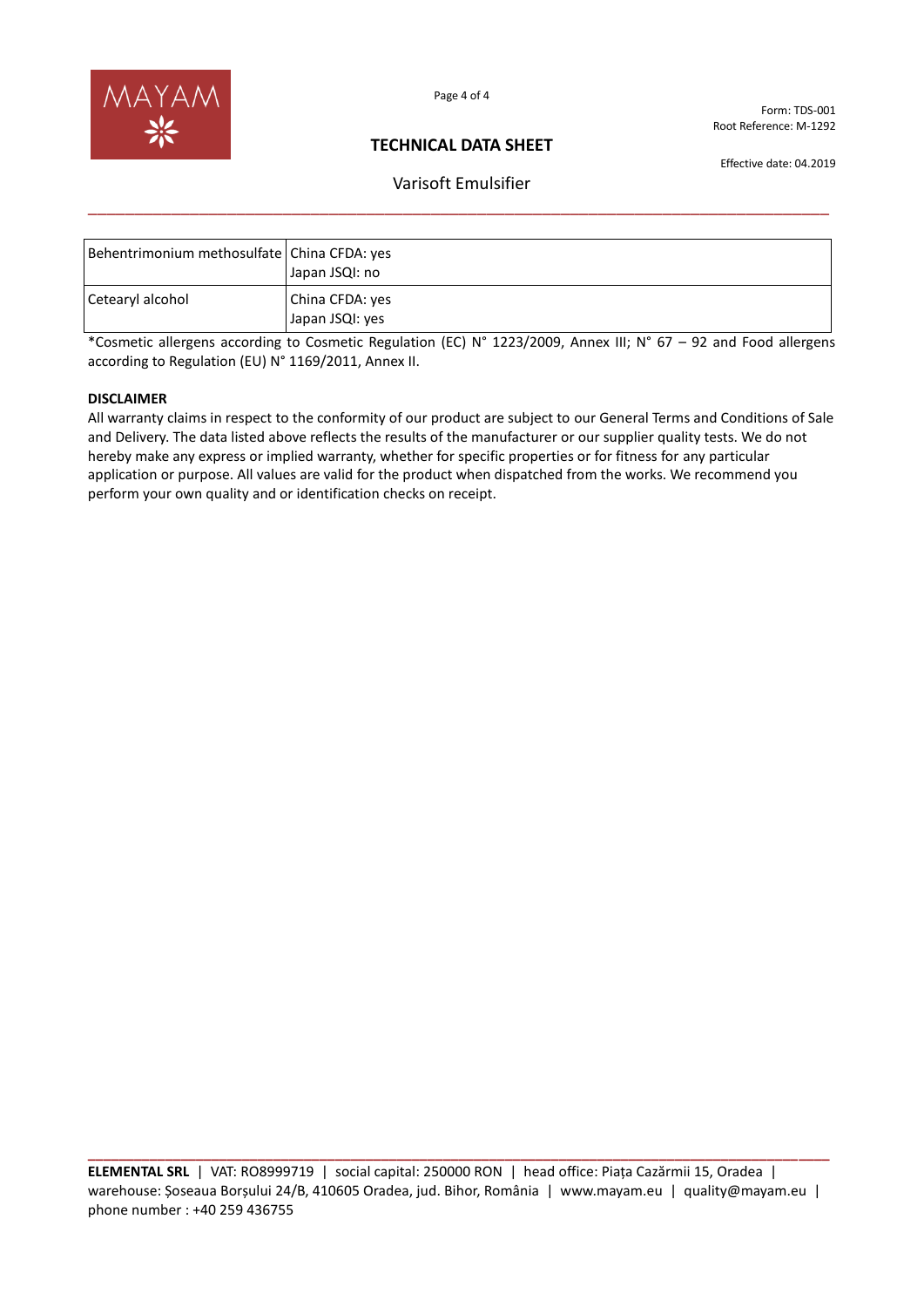| | |
|---|---|
| Behentrimonium methosulfate | China CFDA: yes<br>Japan JSQI: no |
| Cetearyl alcohol | China CFDA: yes<br>Japan JSQI: yes |

*Cosmetic allergens according to Cosmetic Regulation (EC) N° 1223/2009, Annex III; N° 67 – 92 and Food allergens according to Regulation (EU) N° 1169/2011, Annex II.

**DISCLAIMER**

All warranty claims in respect to the conformity of our product are subject to our General Terms and Conditions of Sale and Delivery. The data listed above reflects the results of the manufacturer or our supplier quality tests. We do not hereby make any express or implied warranty, whether for specific properties or for fitness for any particular application or purpose. All values are valid for the product when dispatched from the works. We recommend you perform your own quality and or identification checks on receipt.